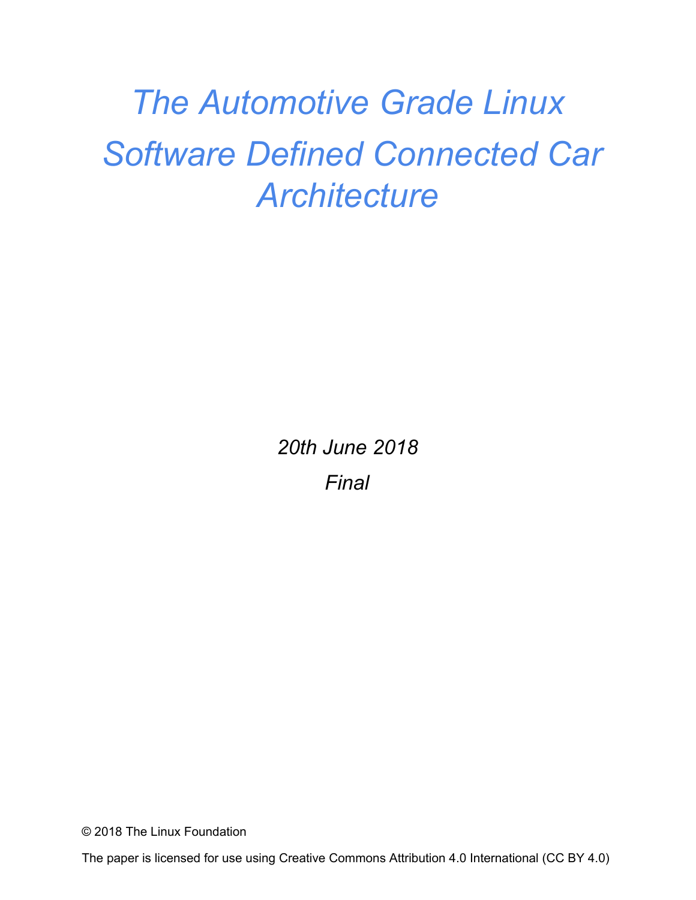# *The Automotive Grade Linux Software Defined Connected Car Architecture*

*20th June 2018*

*Final*

© 2018 The Linux Foundation

The paper is licensed for use using Creative Commons Attribution 4.0 International (CC BY 4.0)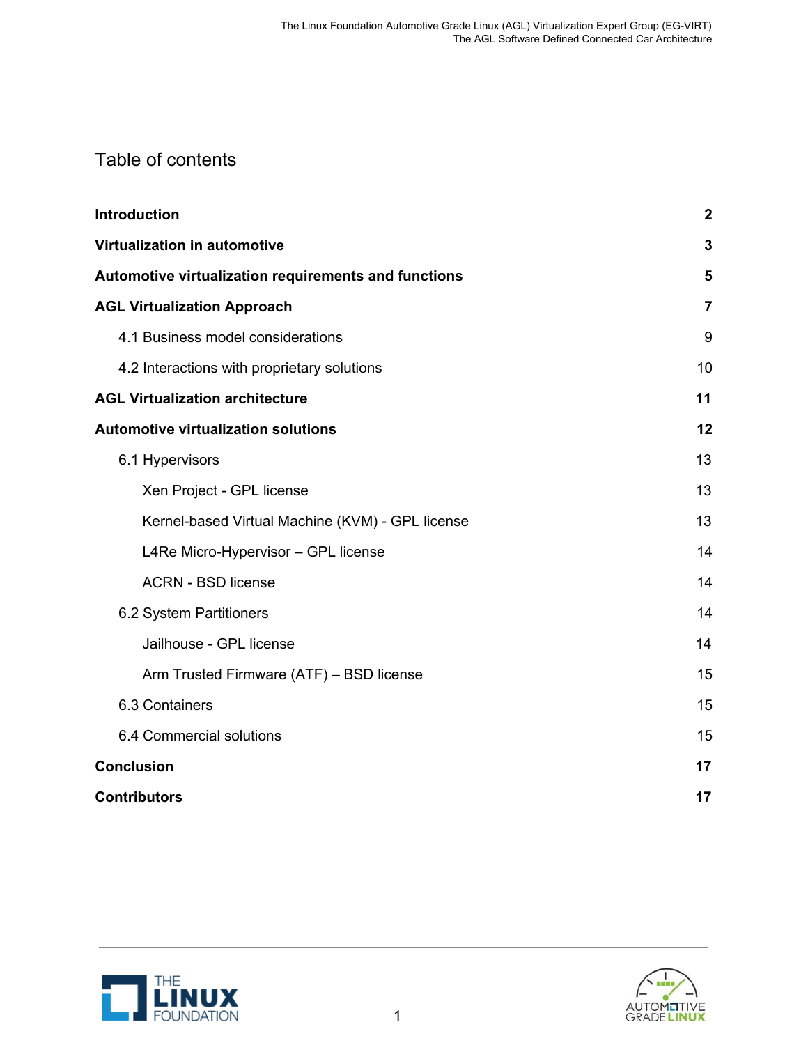# Table of contents

**Introduction** **2**

**Virtualization in automotive** **3**

**Automotive virtualization requirements and functions** **5**

**AGL Virtualization Approach** **7**

- 4.1 Business model considerations 9
- 4.2 Interactions with proprietary solutions 10

**AGL Virtualization architecture** **11**

**Automotive virtualization solutions** **12**

- 6.1 Hypervisors 13
  - Xen Project - GPL license 13
  - Kernel-based Virtual Machine (KVM) - GPL license 13
  - L4Re Micro-Hypervisor – GPL license 14
  - ACRN - BSD license 14
- 6.2 System Partitioners 14
  - Jailhouse - GPL license 14
  - Arm Trusted Firmware (ATF) – BSD license 15
- 6.3 Containers 15
- 6.4 Commercial solutions 15

**Conclusion** **17**

**Contributors** **17**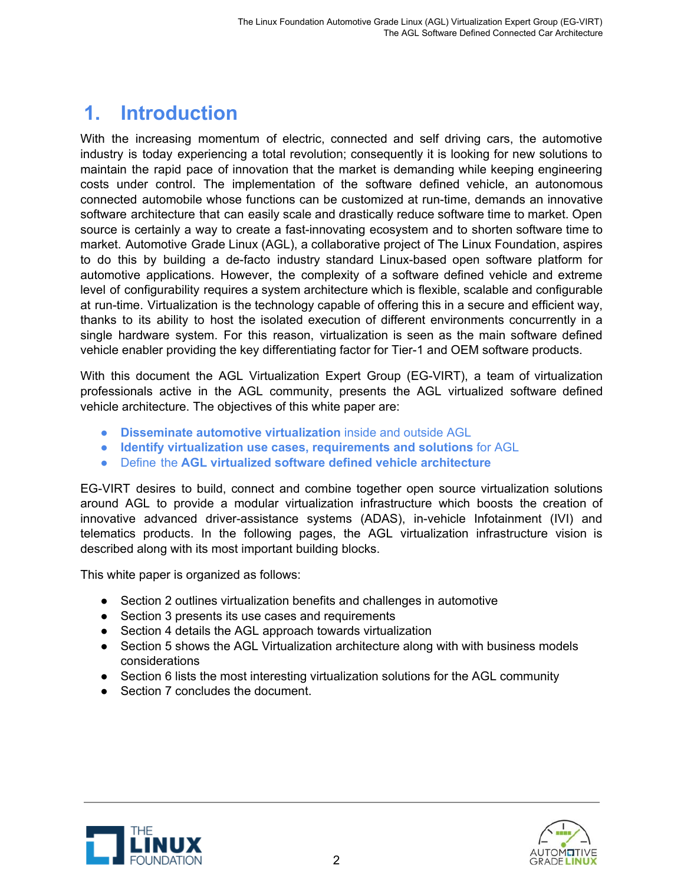# 1. Introduction

With the increasing momentum of electric, connected and self driving cars, the automotive industry is today experiencing a total revolution; consequently it is looking for new solutions to maintain the rapid pace of innovation that the market is demanding while keeping engineering costs under control. The implementation of the software defined vehicle, an autonomous connected automobile whose functions can be customized at run-time, demands an innovative software architecture that can easily scale and drastically reduce software time to market. Open source is certainly a way to create a fast-innovating ecosystem and to shorten software time to market. Automotive Grade Linux (AGL), a collaborative project of The Linux Foundation, aspires to do this by building a de-facto industry standard Linux-based open software platform for automotive applications. However, the complexity of a software defined vehicle and extreme level of configurability requires a system architecture which is flexible, scalable and configurable at run-time. Virtualization is the technology capable of offering this in a secure and efficient way, thanks to its ability to host the isolated execution of different environments concurrently in a single hardware system. For this reason, virtualization is seen as the main software defined vehicle enabler providing the key differentiating factor for Tier-1 and OEM software products.

With this document the AGL Virtualization Expert Group (EG-VIRT), a team of virtualization professionals active in the AGL community, presents the AGL virtualized software defined vehicle architecture. The objectives of this white paper are:

- **Disseminate automotive virtualization** inside and outside AGL
- **Identify virtualization use cases, requirements and solutions** for AGL
- Define the **AGL virtualized software defined vehicle architecture**

EG-VIRT desires to build, connect and combine together open source virtualization solutions around AGL to provide a modular virtualization infrastructure which boosts the creation of innovative advanced driver-assistance systems (ADAS), in-vehicle Infotainment (IVI) and telematics products. In the following pages, the AGL virtualization infrastructure vision is described along with its most important building blocks.

This white paper is organized as follows:

- Section 2 outlines virtualization benefits and challenges in automotive
- Section 3 presents its use cases and requirements
- Section 4 details the AGL approach towards virtualization
- Section 5 shows the AGL Virtualization architecture along with with business models considerations
- Section 6 lists the most interesting virtualization solutions for the AGL community
- Section 7 concludes the document.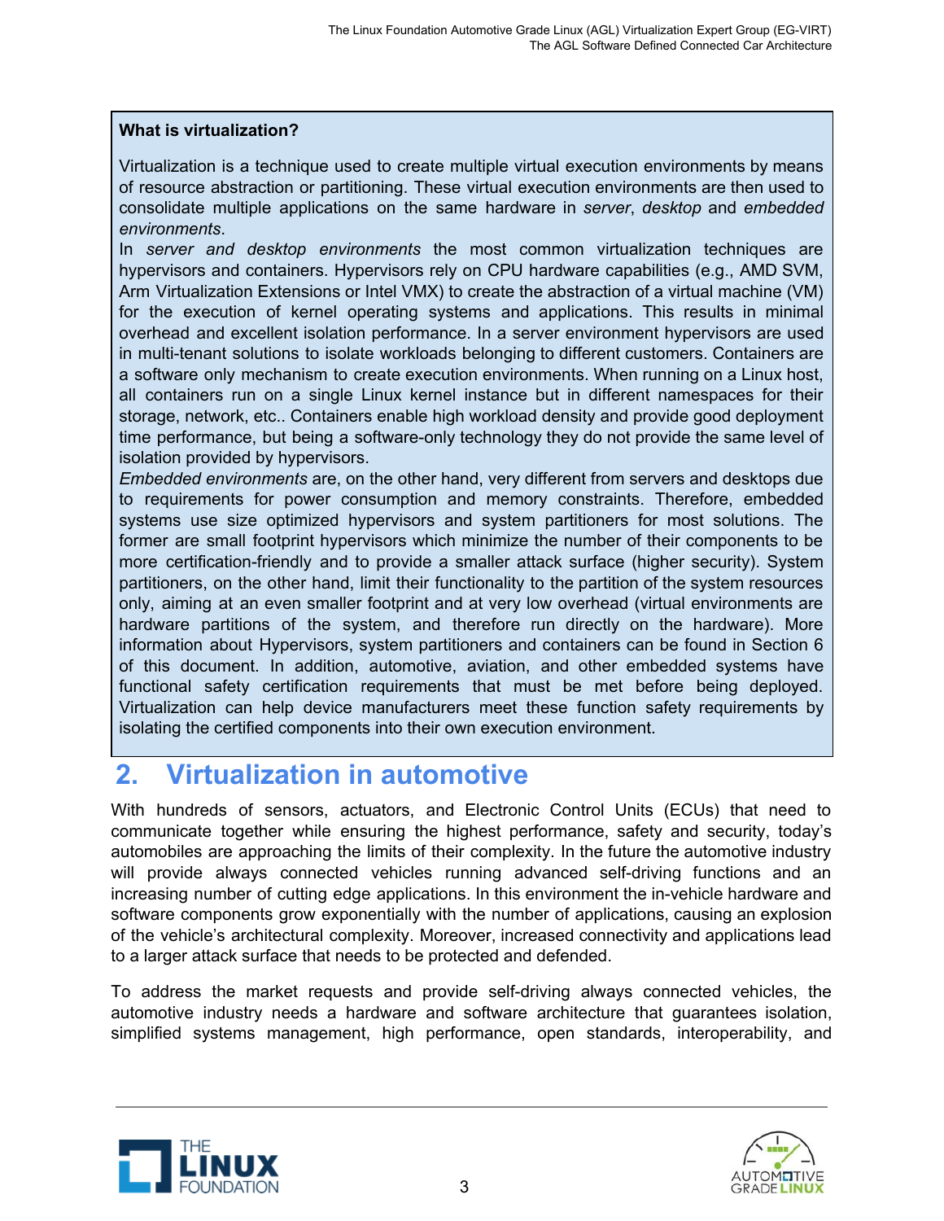**What is virtualization?**

Virtualization is a technique used to create multiple virtual execution environments by means of resource abstraction or partitioning. These virtual execution environments are then used to consolidate multiple applications on the same hardware in *server*, *desktop* and *embedded environments*.

In *server and desktop environments* the most common virtualization techniques are hypervisors and containers. Hypervisors rely on CPU hardware capabilities (e.g., AMD SVM, Arm Virtualization Extensions or Intel VMX) to create the abstraction of a virtual machine (VM) for the execution of kernel operating systems and applications. This results in minimal overhead and excellent isolation performance. In a server environment hypervisors are used in multi-tenant solutions to isolate workloads belonging to different customers. Containers are a software only mechanism to create execution environments. When running on a Linux host, all containers run on a single Linux kernel instance but in different namespaces for their storage, network, etc.. Containers enable high workload density and provide good deployment time performance, but being a software-only technology they do not provide the same level of isolation provided by hypervisors.

*Embedded environments* are, on the other hand, very different from servers and desktops due to requirements for power consumption and memory constraints. Therefore, embedded systems use size optimized hypervisors and system partitioners for most solutions. The former are small footprint hypervisors which minimize the number of their components to be more certification-friendly and to provide a smaller attack surface (higher security). System partitioners, on the other hand, limit their functionality to the partition of the system resources only, aiming at an even smaller footprint and at very low overhead (virtual environments are hardware partitions of the system, and therefore run directly on the hardware). More information about Hypervisors, system partitioners and containers can be found in Section 6 of this document. In addition, automotive, aviation, and other embedded systems have functional safety certification requirements that must be met before being deployed. Virtualization can help device manufacturers meet these function safety requirements by isolating the certified components into their own execution environment.

# 2. Virtualization in automotive

With hundreds of sensors, actuators, and Electronic Control Units (ECUs) that need to communicate together while ensuring the highest performance, safety and security, today's automobiles are approaching the limits of their complexity. In the future the automotive industry will provide always connected vehicles running advanced self-driving functions and an increasing number of cutting edge applications. In this environment the in-vehicle hardware and software components grow exponentially with the number of applications, causing an explosion of the vehicle's architectural complexity. Moreover, increased connectivity and applications lead to a larger attack surface that needs to be protected and defended.

To address the market requests and provide self-driving always connected vehicles, the automotive industry needs a hardware and software architecture that guarantees isolation, simplified systems management, high performance, open standards, interoperability, and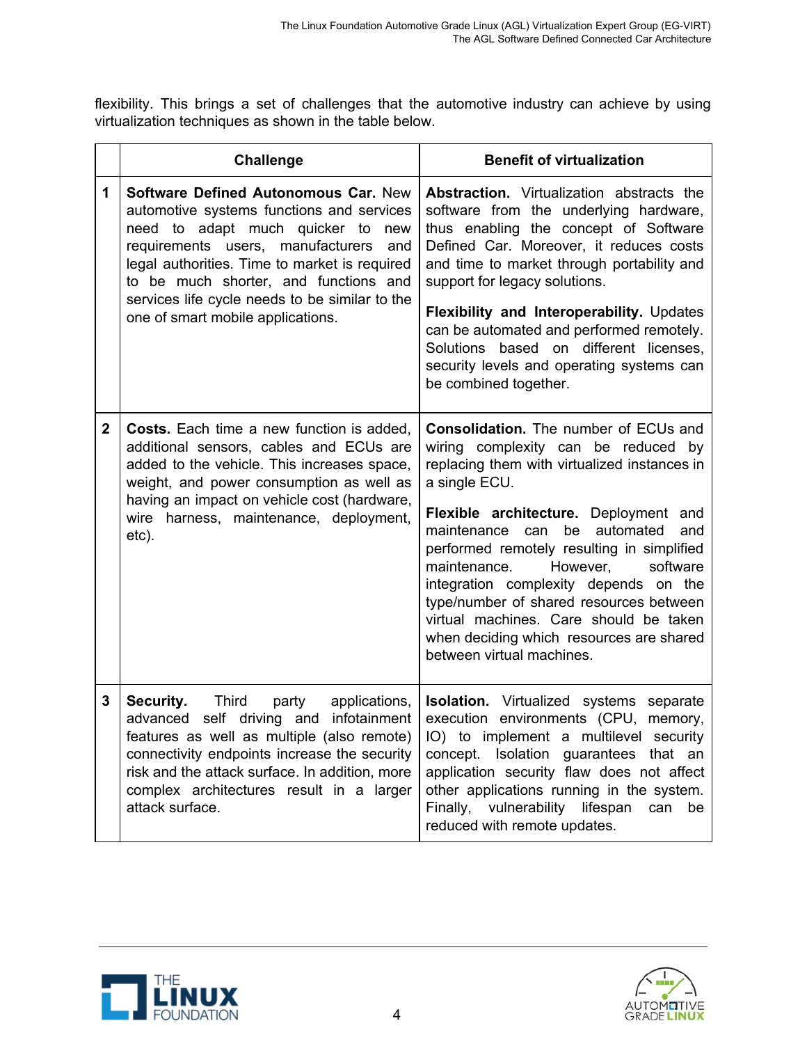flexibility. This brings a set of challenges that the automotive industry can achieve by using virtualization techniques as shown in the table below.

| | Challenge | Benefit of virtualization |
|---|---|---|
| 1 | **Software Defined Autonomous Car.** New automotive systems functions and services need to adapt much quicker to new requirements users, manufacturers and legal authorities. Time to market is required to be much shorter, and functions and services life cycle needs to be similar to the one of smart mobile applications. | **Abstraction.** Virtualization abstracts the software from the underlying hardware, thus enabling the concept of Software Defined Car. Moreover, it reduces costs and time to market through portability and support for legacy solutions.<br><br>**Flexibility and Interoperability.** Updates can be automated and performed remotely. Solutions based on different licenses, security levels and operating systems can be combined together. |
| 2 | **Costs.** Each time a new function is added, additional sensors, cables and ECUs are added to the vehicle. This increases space, weight, and power consumption as well as having an impact on vehicle cost (hardware, wire harness, maintenance, deployment, etc). | **Consolidation.** The number of ECUs and wiring complexity can be reduced by replacing them with virtualized instances in a single ECU.<br><br>**Flexible architecture.** Deployment and maintenance can be automated and performed remotely resulting in simplified maintenance. However, software integration complexity depends on the type/number of shared resources between virtual machines. Care should be taken when deciding which resources are shared between virtual machines. |
| 3 | **Security.** Third party applications, advanced self driving and infotainment features as well as multiple (also remote) connectivity endpoints increase the security risk and the attack surface. In addition, more complex architectures result in a larger attack surface. | **Isolation.** Virtualized systems separate execution environments (CPU, memory, IO) to implement a multilevel security concept. Isolation guarantees that an application security flaw does not affect other applications running in the system. Finally, vulnerability lifespan can be reduced with remote updates. |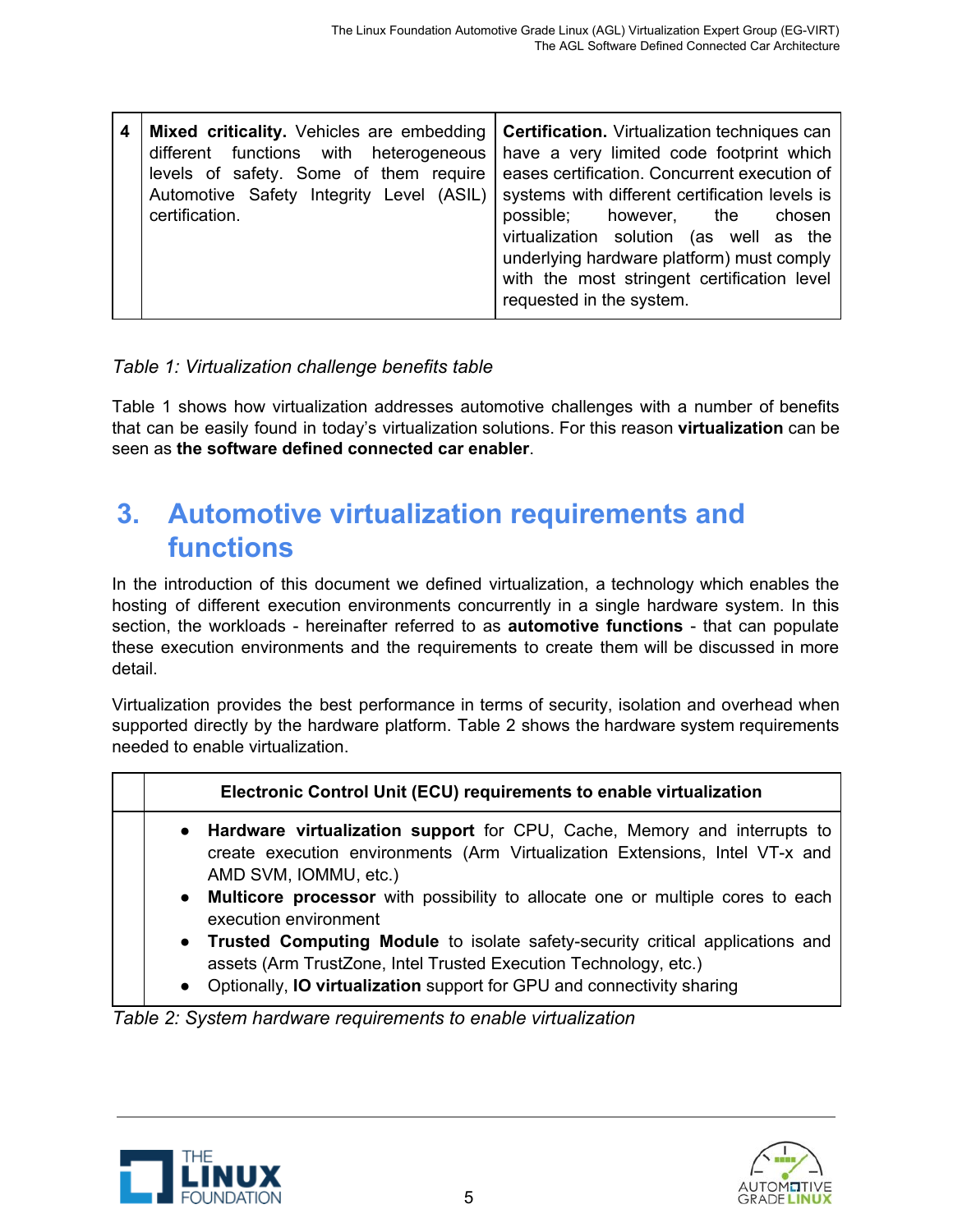| 4 | **Mixed criticality.** Vehicles are embedding different functions with heterogeneous levels of safety. Some of them require Automotive Safety Integrity Level (ASIL) certification. | **Certification.** Virtualization techniques can have a very limited code footprint which eases certification. Concurrent execution of systems with different certification levels is possible; however, the chosen virtualization solution (as well as the underlying hardware platform) must comply with the most stringent certification level requested in the system. |
|---|---|---|

*Table 1: Virtualization challenge benefits table*

Table 1 shows how virtualization addresses automotive challenges with a number of benefits that can be easily found in today's virtualization solutions. For this reason **virtualization** can be seen as **the software defined connected car enabler**.

# 3. Automotive virtualization requirements and functions

In the introduction of this document we defined virtualization, a technology which enables the hosting of different execution environments concurrently in a single hardware system. In this section, the workloads - hereinafter referred to as **automotive functions** - that can populate these execution environments and the requirements to create them will be discussed in more detail.

Virtualization provides the best performance in terms of security, isolation and overhead when supported directly by the hardware platform. Table 2 shows the hardware system requirements needed to enable virtualization.

| | **Electronic Control Unit (ECU) requirements to enable virtualization** |
|---|---|
| | • **Hardware virtualization support** for CPU, Cache, Memory and interrupts to create execution environments (Arm Virtualization Extensions, Intel VT-x and AMD SVM, IOMMU, etc.)<br>• **Multicore processor** with possibility to allocate one or multiple cores to each execution environment<br>• **Trusted Computing Module** to isolate safety-security critical applications and assets (Arm TrustZone, Intel Trusted Execution Technology, etc.)<br>• Optionally, **IO virtualization** support for GPU and connectivity sharing |

*Table 2: System hardware requirements to enable virtualization*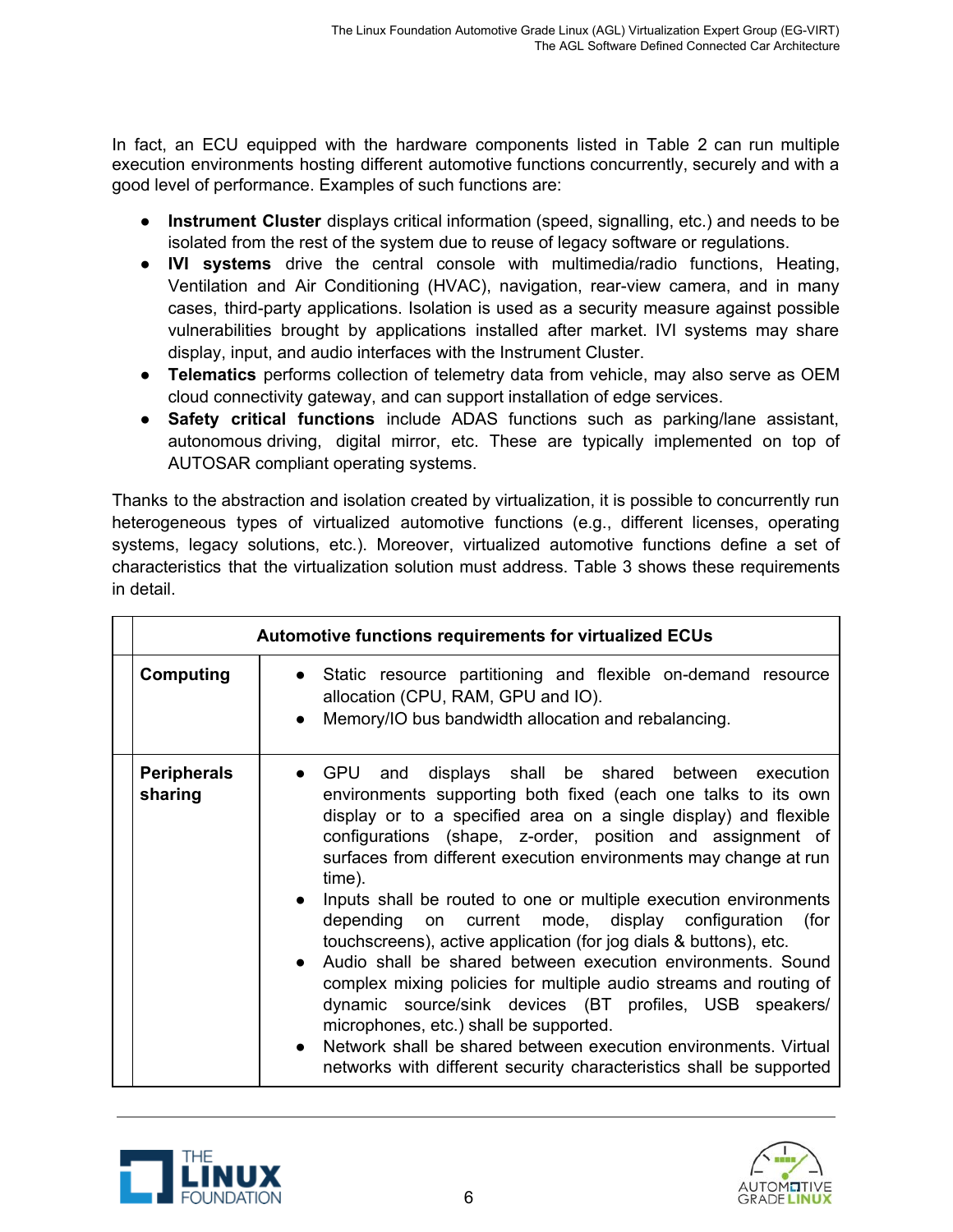In fact, an ECU equipped with the hardware components listed in Table 2 can run multiple execution environments hosting different automotive functions concurrently, securely and with a good level of performance. Examples of such functions are:

- **Instrument Cluster** displays critical information (speed, signalling, etc.) and needs to be isolated from the rest of the system due to reuse of legacy software or regulations.
- **IVI systems** drive the central console with multimedia/radio functions, Heating, Ventilation and Air Conditioning (HVAC), navigation, rear-view camera, and in many cases, third-party applications. Isolation is used as a security measure against possible vulnerabilities brought by applications installed after market. IVI systems may share display, input, and audio interfaces with the Instrument Cluster.
- **Telematics** performs collection of telemetry data from vehicle, may also serve as OEM cloud connectivity gateway, and can support installation of edge services.
- **Safety critical functions** include ADAS functions such as parking/lane assistant, autonomous driving, digital mirror, etc. These are typically implemented on top of AUTOSAR compliant operating systems.

Thanks to the abstraction and isolation created by virtualization, it is possible to concurrently run heterogeneous types of virtualized automotive functions (e.g., different licenses, operating systems, legacy solutions, etc.). Moreover, virtualized automotive functions define a set of characteristics that the virtualization solution must address. Table 3 shows these requirements in detail.

| **Automotive functions requirements for virtualized ECUs** | |
|---|---|
| **Computing** | • Static resource partitioning and flexible on-demand resource allocation (CPU, RAM, GPU and IO).<br>• Memory/IO bus bandwidth allocation and rebalancing. |
| **Peripherals sharing** | • GPU and displays shall be shared between execution environments supporting both fixed (each one talks to its own display or to a specified area on a single display) and flexible configurations (shape, z-order, position and assignment of surfaces from different execution environments may change at run time).<br>• Inputs shall be routed to one or multiple execution environments depending on current mode, display configuration (for touchscreens), active application (for jog dials & buttons), etc.<br>• Audio shall be shared between execution environments. Sound complex mixing policies for multiple audio streams and routing of dynamic source/sink devices (BT profiles, USB speakers/ microphones, etc.) shall be supported.<br>• Network shall be shared between execution environments. Virtual networks with different security characteristics shall be supported |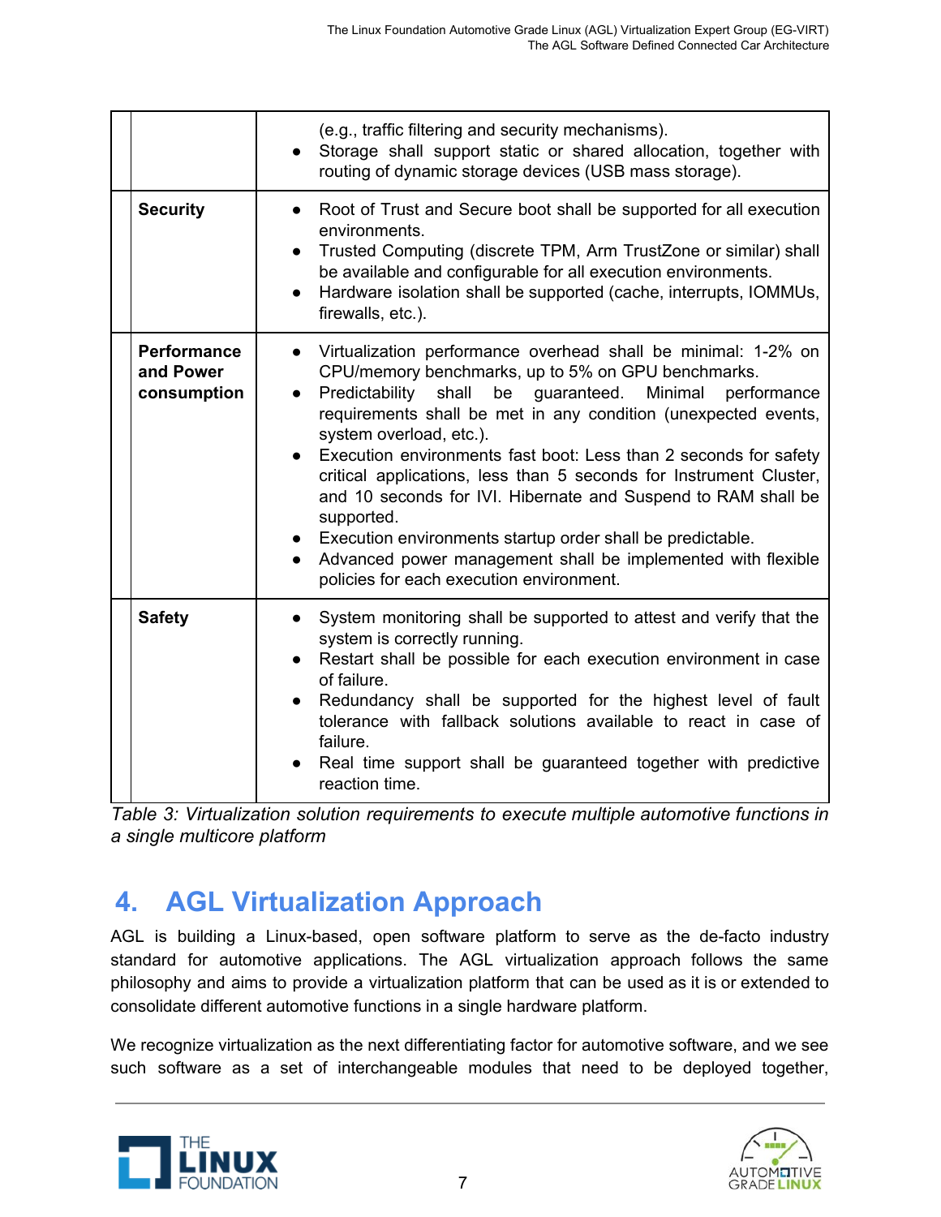| | | |
|---|---|---|
| | | (e.g., traffic filtering and security mechanisms).<br>● Storage shall support static or shared allocation, together with routing of dynamic storage devices (USB mass storage). |
| | **Security** | ● Root of Trust and Secure boot shall be supported for all execution environments.<br>● Trusted Computing (discrete TPM, Arm TrustZone or similar) shall be available and configurable for all execution environments.<br>● Hardware isolation shall be supported (cache, interrupts, IOMMUs, firewalls, etc.). |
| | **Performance and Power consumption** | ● Virtualization performance overhead shall be minimal: 1-2% on CPU/memory benchmarks, up to 5% on GPU benchmarks.<br>● Predictability shall be guaranteed. Minimal performance requirements shall be met in any condition (unexpected events, system overload, etc.).<br>● Execution environments fast boot: Less than 2 seconds for safety critical applications, less than 5 seconds for Instrument Cluster, and 10 seconds for IVI. Hibernate and Suspend to RAM shall be supported.<br>● Execution environments startup order shall be predictable.<br>● Advanced power management shall be implemented with flexible policies for each execution environment. |
| | **Safety** | ● System monitoring shall be supported to attest and verify that the system is correctly running.<br>● Restart shall be possible for each execution environment in case of failure.<br>● Redundancy shall be supported for the highest level of fault tolerance with fallback solutions available to react in case of failure.<br>● Real time support shall be guaranteed together with predictive reaction time. |

*Table 3: Virtualization solution requirements to execute multiple automotive functions in a single multicore platform*

# 4. AGL Virtualization Approach

AGL is building a Linux-based, open software platform to serve as the de-facto industry standard for automotive applications. The AGL virtualization approach follows the same philosophy and aims to provide a virtualization platform that can be used as it is or extended to consolidate different automotive functions in a single hardware platform.

We recognize virtualization as the next differentiating factor for automotive software, and we see such software as a set of interchangeable modules that need to be deployed together,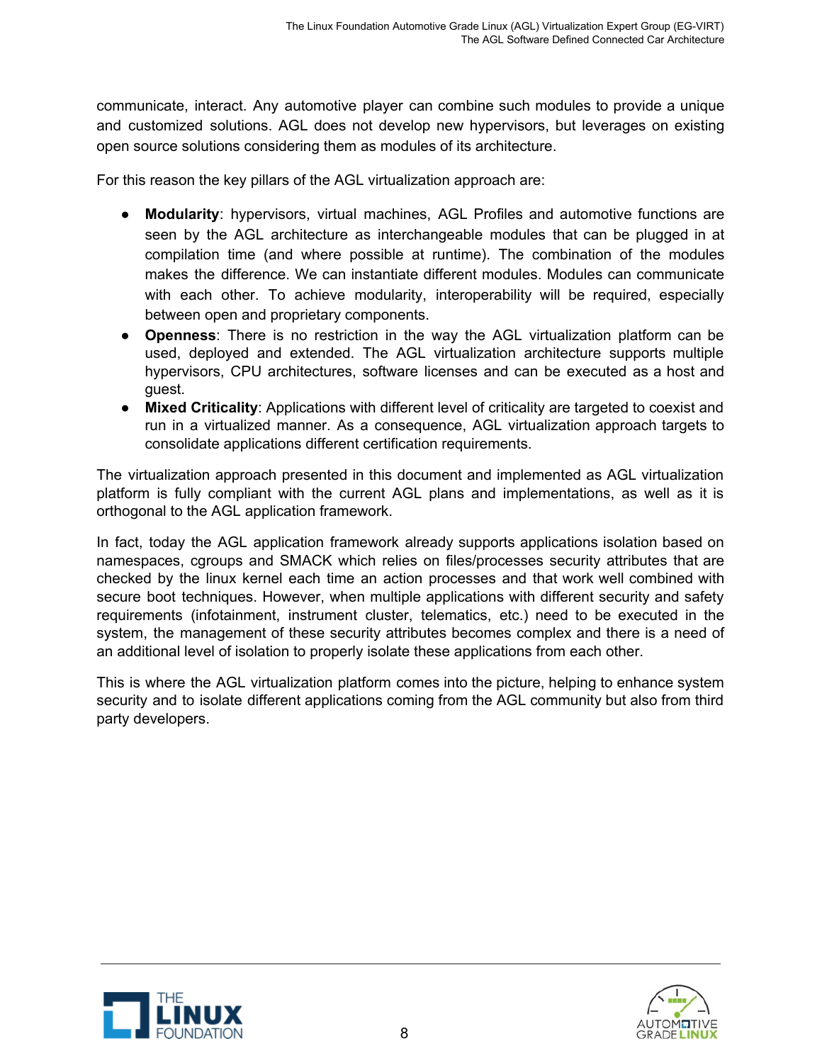communicate, interact. Any automotive player can combine such modules to provide a unique and customized solutions. AGL does not develop new hypervisors, but leverages on existing open source solutions considering them as modules of its architecture.

For this reason the key pillars of the AGL virtualization approach are:

- **Modularity**: hypervisors, virtual machines, AGL Profiles and automotive functions are seen by the AGL architecture as interchangeable modules that can be plugged in at compilation time (and where possible at runtime). The combination of the modules makes the difference. We can instantiate different modules. Modules can communicate with each other. To achieve modularity, interoperability will be required, especially between open and proprietary components.
- **Openness**: There is no restriction in the way the AGL virtualization platform can be used, deployed and extended. The AGL virtualization architecture supports multiple hypervisors, CPU architectures, software licenses and can be executed as a host and guest.
- **Mixed Criticality**: Applications with different level of criticality are targeted to coexist and run in a virtualized manner. As a consequence, AGL virtualization approach targets to consolidate applications different certification requirements.

The virtualization approach presented in this document and implemented as AGL virtualization platform is fully compliant with the current AGL plans and implementations, as well as it is orthogonal to the AGL application framework.

In fact, today the AGL application framework already supports applications isolation based on namespaces, cgroups and SMACK which relies on files/processes security attributes that are checked by the linux kernel each time an action processes and that work well combined with secure boot techniques. However, when multiple applications with different security and safety requirements (infotainment, instrument cluster, telematics, etc.) need to be executed in the system, the management of these security attributes becomes complex and there is a need of an additional level of isolation to properly isolate these applications from each other.

This is where the AGL virtualization platform comes into the picture, helping to enhance system security and to isolate different applications coming from the AGL community but also from third party developers.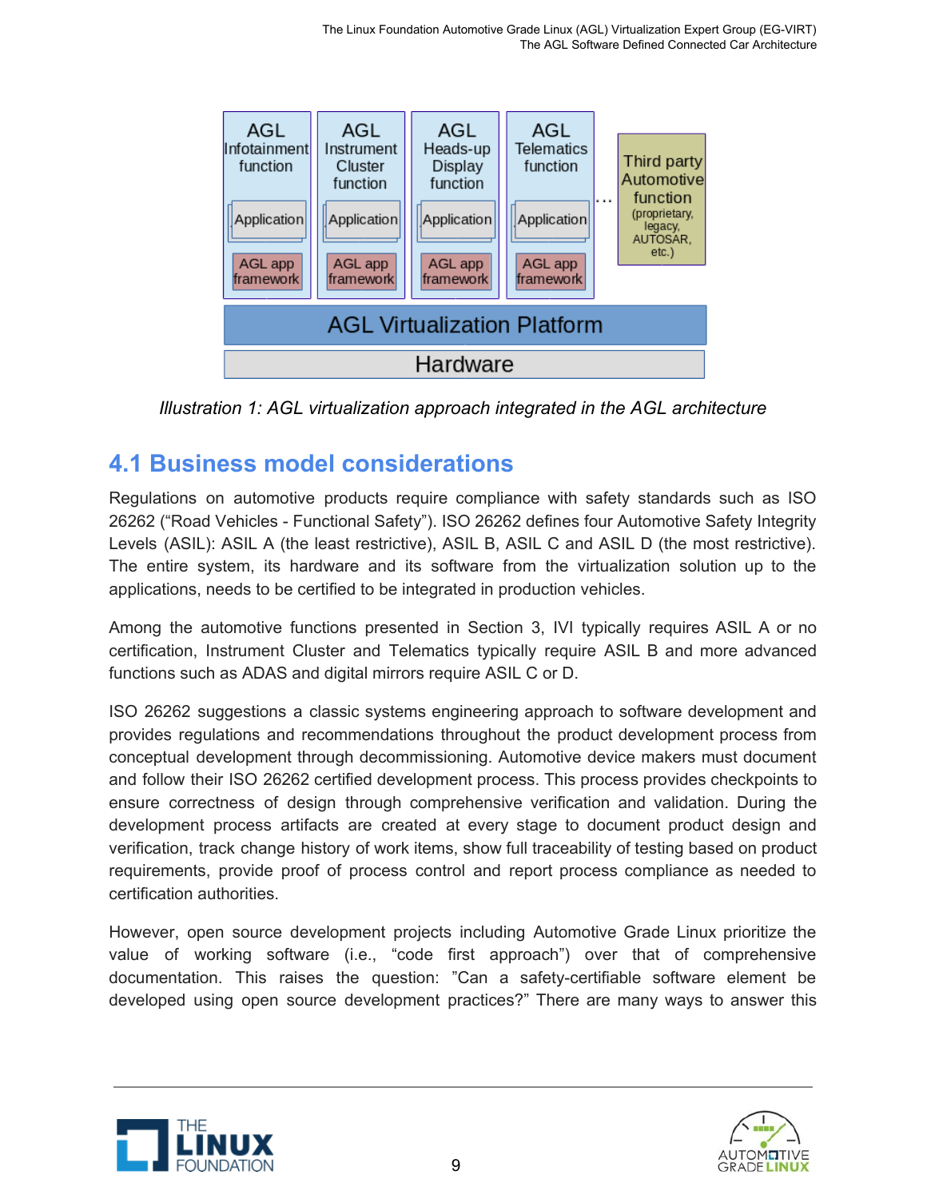Illustration 1: AGL virtualization approach integrated in the AGL architecture

## 4.1 Business model considerations

Regulations on automotive products require compliance with safety standards such as ISO 26262 (“Road Vehicles - Functional Safety”). ISO 26262 defines four Automotive Safety Integrity Levels (ASIL): ASIL A (the least restrictive), ASIL B, ASIL C and ASIL D (the most restrictive). The entire system, its hardware and its software from the virtualization solution up to the applications, needs to be certified to be integrated in production vehicles.

Among the automotive functions presented in Section 3, IVI typically requires ASIL A or no certification, Instrument Cluster and Telematics typically require ASIL B and more advanced functions such as ADAS and digital mirrors require ASIL C or D.

ISO 26262 suggestions a classic systems engineering approach to software development and provides regulations and recommendations throughout the product development process from conceptual development through decommissioning. Automotive device makers must document and follow their ISO 26262 certified development process. This process provides checkpoints to ensure correctness of design through comprehensive verification and validation. During the development process artifacts are created at every stage to document product design and verification, track change history of work items, show full traceability of testing based on product requirements, provide proof of process control and report process compliance as needed to certification authorities.

However, open source development projects including Automotive Grade Linux prioritize the value of working software (i.e., “code first approach”) over that of comprehensive documentation. This raises the question: ”Can a safety-certifiable software element be developed using open source development practices?” There are many ways to answer this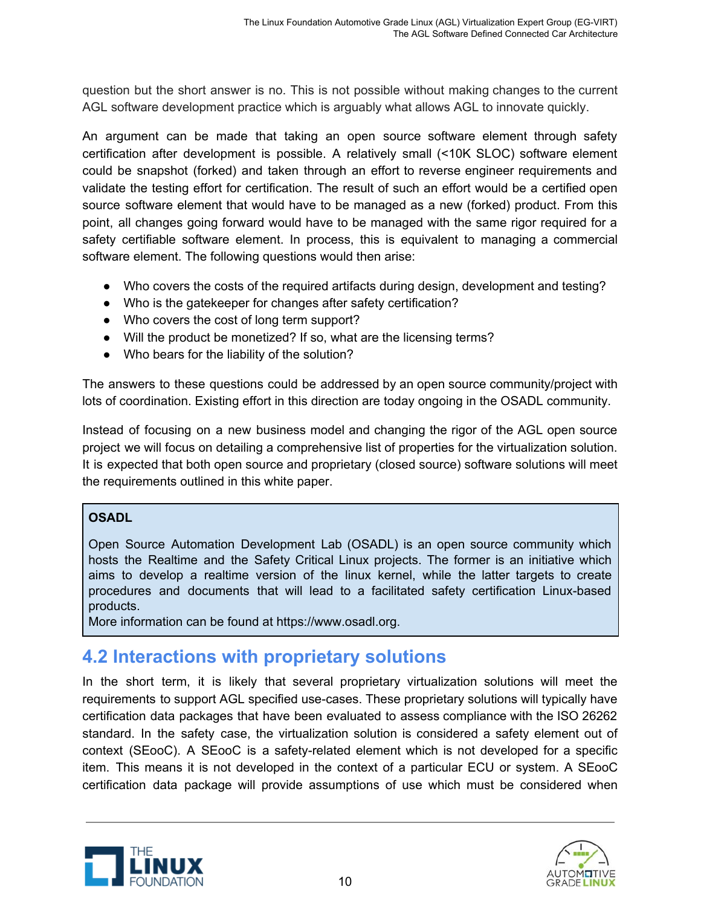question but the short answer is no. This is not possible without making changes to the current AGL software development practice which is arguably what allows AGL to innovate quickly.

An argument can be made that taking an open source software element through safety certification after development is possible. A relatively small (<10K SLOC) software element could be snapshot (forked) and taken through an effort to reverse engineer requirements and validate the testing effort for certification. The result of such an effort would be a certified open source software element that would have to be managed as a new (forked) product. From this point, all changes going forward would have to be managed with the same rigor required for a safety certifiable software element. In process, this is equivalent to managing a commercial software element. The following questions would then arise:

- Who covers the costs of the required artifacts during design, development and testing?
- Who is the gatekeeper for changes after safety certification?
- Who covers the cost of long term support?
- Will the product be monetized? If so, what are the licensing terms?
- Who bears for the liability of the solution?

The answers to these questions could be addressed by an open source community/project with lots of coordination. Existing effort in this direction are today ongoing in the OSADL community.

Instead of focusing on a new business model and changing the rigor of the AGL open source project we will focus on detailing a comprehensive list of properties for the virtualization solution. It is expected that both open source and proprietary (closed source) software solutions will meet the requirements outlined in this white paper.

> **OSADL**
>
> Open Source Automation Development Lab (OSADL) is an open source community which hosts the Realtime and the Safety Critical Linux projects. The former is an initiative which aims to develop a realtime version of the linux kernel, while the latter targets to create procedures and documents that will lead to a facilitated safety certification Linux-based products.
> More information can be found at https://www.osadl.org.

## 4.2 Interactions with proprietary solutions

In the short term, it is likely that several proprietary virtualization solutions will meet the requirements to support AGL specified use-cases. These proprietary solutions will typically have certification data packages that have been evaluated to assess compliance with the ISO 26262 standard. In the safety case, the virtualization solution is considered a safety element out of context (SEooC). A SEooC is a safety-related element which is not developed for a specific item. This means it is not developed in the context of a particular ECU or system. A SEooC certification data package will provide assumptions of use which must be considered when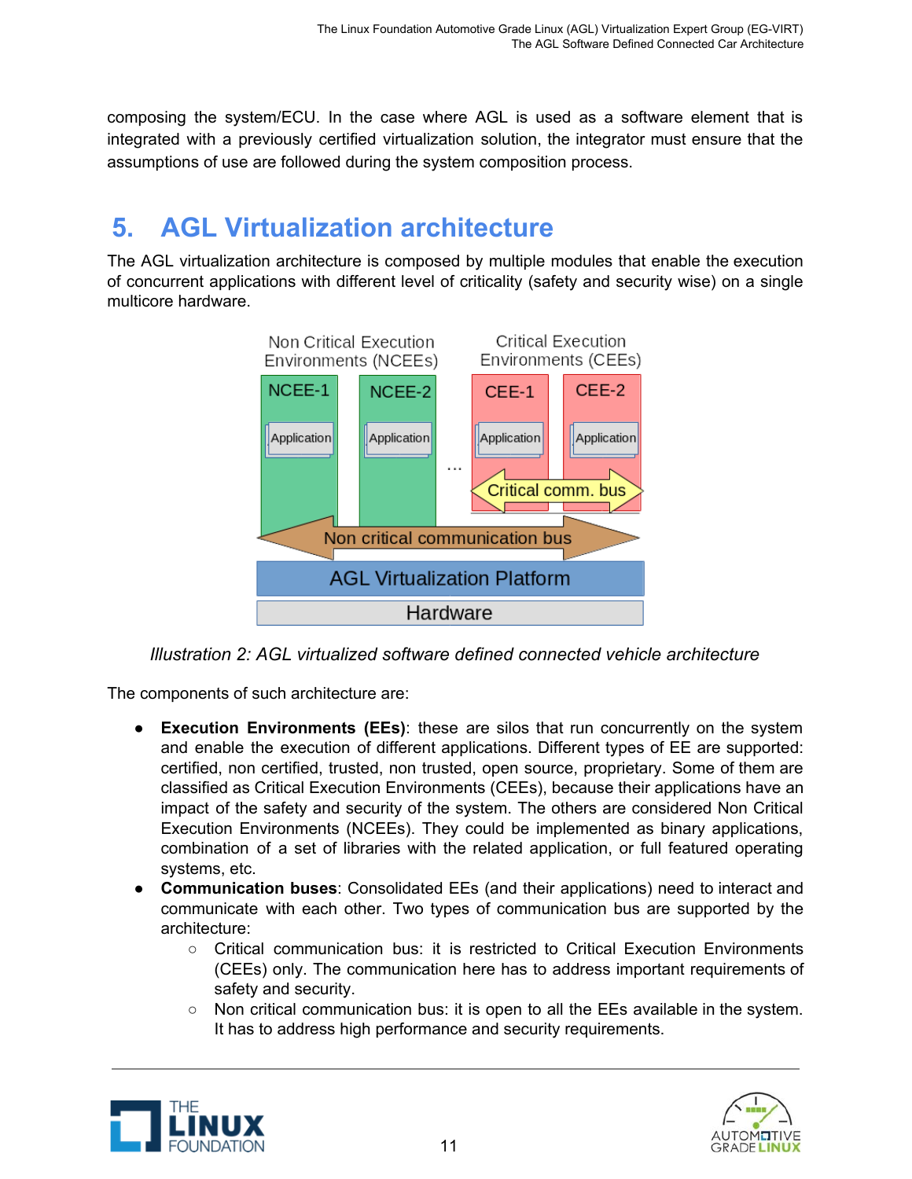composing the system/ECU. In the case where AGL is used as a software element that is integrated with a previously certified virtualization solution, the integrator must ensure that the assumptions of use are followed during the system composition process.

# 5. AGL Virtualization architecture

The AGL virtualization architecture is composed by multiple modules that enable the execution of concurrent applications with different level of criticality (safety and security wise) on a single multicore hardware.

*Illustration 2: AGL virtualized software defined connected vehicle architecture*

The components of such architecture are:

- **Execution Environments (EEs)**: these are silos that run concurrently on the system and enable the execution of different applications. Different types of EE are supported: certified, non certified, trusted, non trusted, open source, proprietary. Some of them are classified as Critical Execution Environments (CEEs), because their applications have an impact of the safety and security of the system. The others are considered Non Critical Execution Environments (NCEEs). They could be implemented as binary applications, combination of a set of libraries with the related application, or full featured operating systems, etc.
- **Communication buses**: Consolidated EEs (and their applications) need to interact and communicate with each other. Two types of communication bus are supported by the architecture:
  - Critical communication bus: it is restricted to Critical Execution Environments (CEEs) only. The communication here has to address important requirements of safety and security.
  - Non critical communication bus: it is open to all the EEs available in the system. It has to address high performance and security requirements.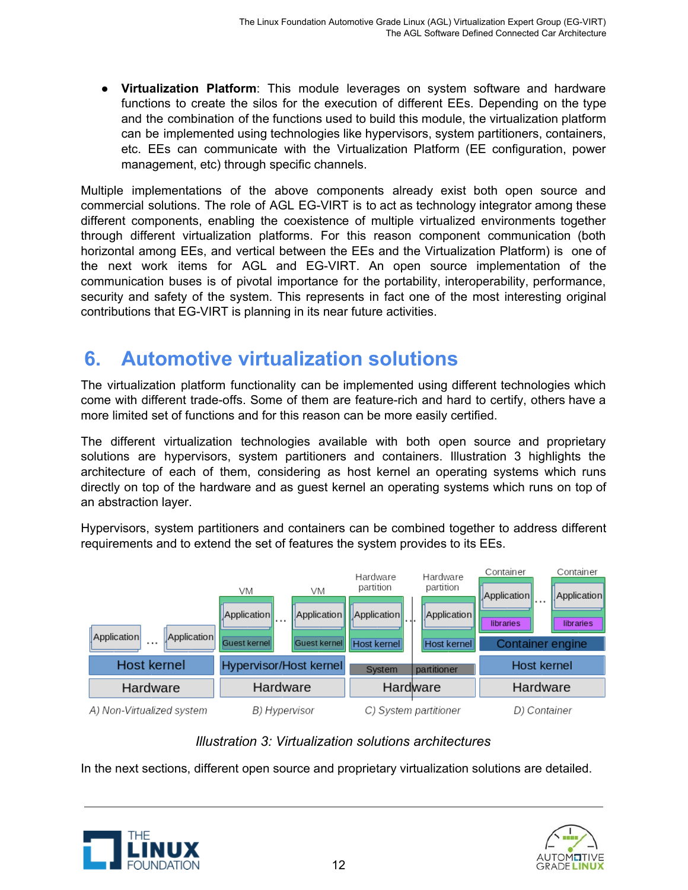- **Virtualization Platform**: This module leverages on system software and hardware functions to create the silos for the execution of different EEs. Depending on the type and the combination of the functions used to build this module, the virtualization platform can be implemented using technologies like hypervisors, system partitioners, containers, etc. EEs can communicate with the Virtualization Platform (EE configuration, power management, etc) through specific channels.

Multiple implementations of the above components already exist both open source and commercial solutions. The role of AGL EG-VIRT is to act as technology integrator among these different components, enabling the coexistence of multiple virtualized environments together through different virtualization platforms. For this reason component communication (both horizontal among EEs, and vertical between the EEs and the Virtualization Platform) is one of the next work items for AGL and EG-VIRT. An open source implementation of the communication buses is of pivotal importance for the portability, interoperability, performance, security and safety of the system. This represents in fact one of the most interesting original contributions that EG-VIRT is planning in its near future activities.

# 6. Automotive virtualization solutions

The virtualization platform functionality can be implemented using different technologies which come with different trade-offs. Some of them are feature-rich and hard to certify, others have a more limited set of functions and for this reason can be more easily certified.

The different virtualization technologies available with both open source and proprietary solutions are hypervisors, system partitioners and containers. Illustration 3 highlights the architecture of each of them, considering as host kernel an operating systems which runs directly on top of the hardware and as guest kernel an operating systems which runs on top of an abstraction layer.

Hypervisors, system partitioners and containers can be combined together to address different requirements and to extend the set of features the system provides to its EEs.

*Illustration 3: Virtualization solutions architectures*

In the next sections, different open source and proprietary virtualization solutions are detailed.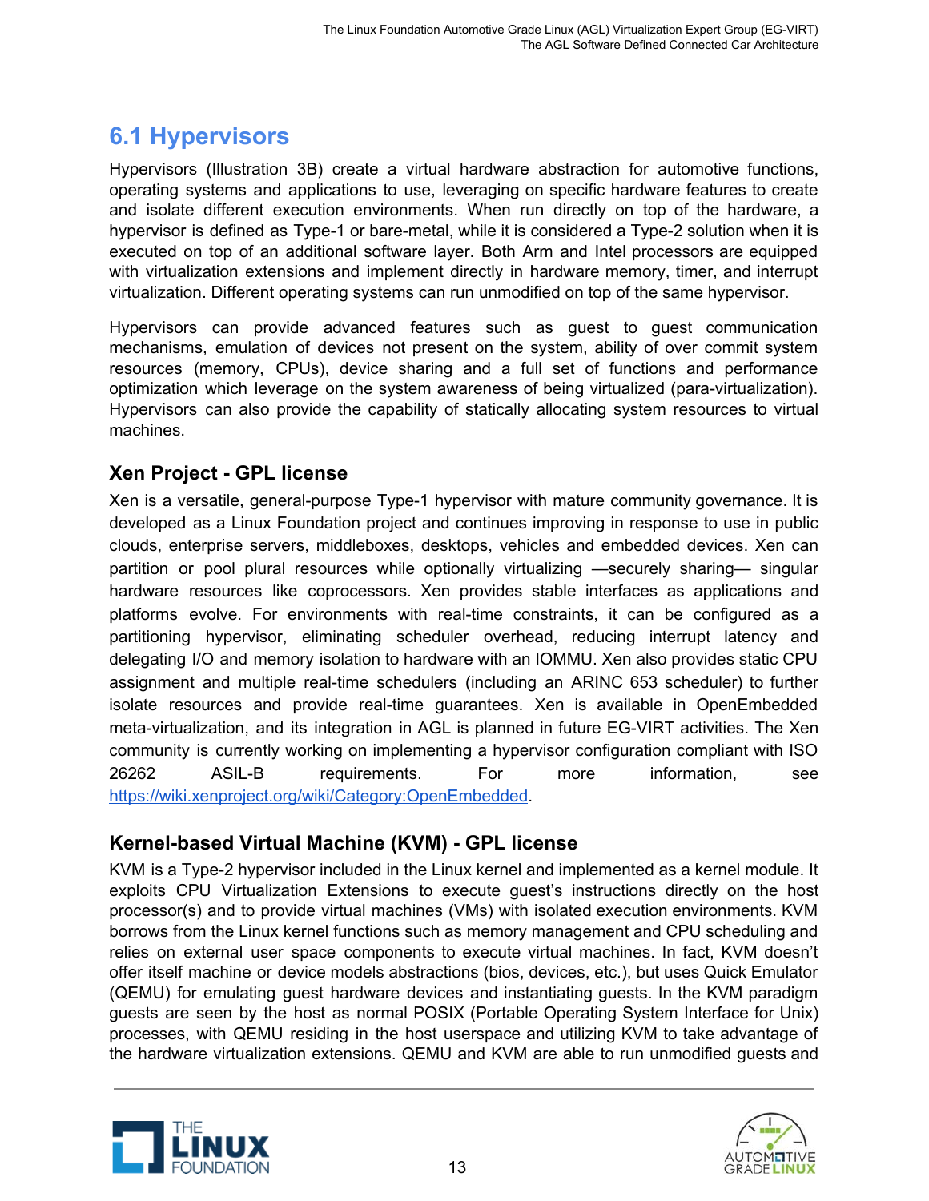## 6.1 Hypervisors

Hypervisors (Illustration 3B) create a virtual hardware abstraction for automotive functions, operating systems and applications to use, leveraging on specific hardware features to create and isolate different execution environments. When run directly on top of the hardware, a hypervisor is defined as Type-1 or bare-metal, while it is considered a Type-2 solution when it is executed on top of an additional software layer. Both Arm and Intel processors are equipped with virtualization extensions and implement directly in hardware memory, timer, and interrupt virtualization. Different operating systems can run unmodified on top of the same hypervisor.

Hypervisors can provide advanced features such as guest to guest communication mechanisms, emulation of devices not present on the system, ability of over commit system resources (memory, CPUs), device sharing and a full set of functions and performance optimization which leverage on the system awareness of being virtualized (para-virtualization). Hypervisors can also provide the capability of statically allocating system resources to virtual machines.

### Xen Project - GPL license

Xen is a versatile, general-purpose Type-1 hypervisor with mature community governance. It is developed as a Linux Foundation project and continues improving in response to use in public clouds, enterprise servers, middleboxes, desktops, vehicles and embedded devices. Xen can partition or pool plural resources while optionally virtualizing —securely sharing— singular hardware resources like coprocessors. Xen provides stable interfaces as applications and platforms evolve. For environments with real-time constraints, it can be configured as a partitioning hypervisor, eliminating scheduler overhead, reducing interrupt latency and delegating I/O and memory isolation to hardware with an IOMMU. Xen also provides static CPU assignment and multiple real-time schedulers (including an ARINC 653 scheduler) to further isolate resources and provide real-time guarantees. Xen is available in OpenEmbedded meta-virtualization, and its integration in AGL is planned in future EG-VIRT activities. The Xen community is currently working on implementing a hypervisor configuration compliant with ISO 26262 ASIL-B requirements. For more information, see https://wiki.xenproject.org/wiki/Category:OpenEmbedded.

### Kernel-based Virtual Machine (KVM) - GPL license

KVM is a Type-2 hypervisor included in the Linux kernel and implemented as a kernel module. It exploits CPU Virtualization Extensions to execute guest's instructions directly on the host processor(s) and to provide virtual machines (VMs) with isolated execution environments. KVM borrows from the Linux kernel functions such as memory management and CPU scheduling and relies on external user space components to execute virtual machines. In fact, KVM doesn't offer itself machine or device models abstractions (bios, devices, etc.), but uses Quick Emulator (QEMU) for emulating guest hardware devices and instantiating guests. In the KVM paradigm guests are seen by the host as normal POSIX (Portable Operating System Interface for Unix) processes, with QEMU residing in the host userspace and utilizing KVM to take advantage of the hardware virtualization extensions. QEMU and KVM are able to run unmodified guests and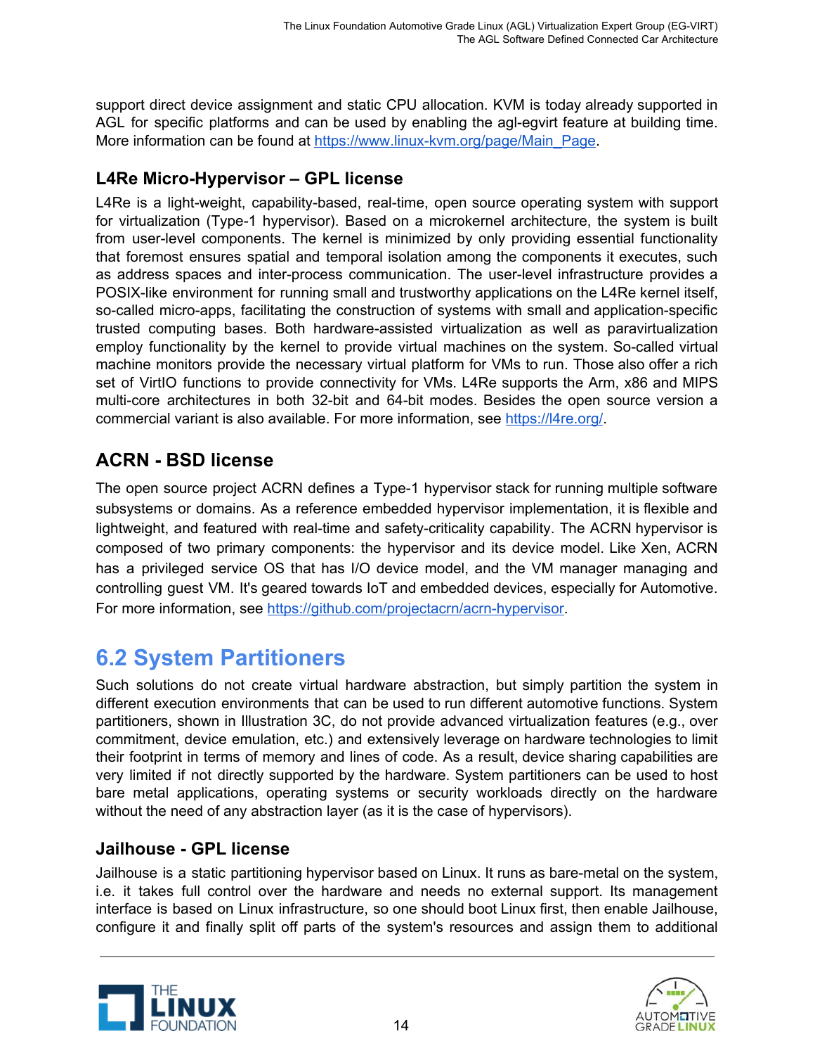support direct device assignment and static CPU allocation. KVM is today already supported in AGL for specific platforms and can be used by enabling the agl-egvirt feature at building time. More information can be found at [https://www.linux-kvm.org/page/Main_Page](https://www.linux-kvm.org/page/Main_Page).

### L4Re Micro-Hypervisor – GPL license

L4Re is a light-weight, capability-based, real-time, open source operating system with support for virtualization (Type-1 hypervisor). Based on a microkernel architecture, the system is built from user-level components. The kernel is minimized by only providing essential functionality that foremost ensures spatial and temporal isolation among the components it executes, such as address spaces and inter-process communication. The user-level infrastructure provides a POSIX-like environment for running small and trustworthy applications on the L4Re kernel itself, so-called micro-apps, facilitating the construction of systems with small and application-specific trusted computing bases. Both hardware-assisted virtualization as well as paravirtualization employ functionality by the kernel to provide virtual machines on the system. So-called virtual machine monitors provide the necessary virtual platform for VMs to run. Those also offer a rich set of VirtIO functions to provide connectivity for VMs. L4Re supports the Arm, x86 and MIPS multi-core architectures in both 32-bit and 64-bit modes. Besides the open source version a commercial variant is also available. For more information, see [https://l4re.org/](https://l4re.org/).

### ACRN - BSD license

The open source project ACRN defines a Type-1 hypervisor stack for running multiple software subsystems or domains. As a reference embedded hypervisor implementation, it is flexible and lightweight, and featured with real-time and safety-criticality capability. The ACRN hypervisor is composed of two primary components: the hypervisor and its device model. Like Xen, ACRN has a privileged service OS that has I/O device model, and the VM manager managing and controlling guest VM. It's geared towards IoT and embedded devices, especially for Automotive. For more information, see [https://github.com/projectacrn/acrn-hypervisor](https://github.com/projectacrn/acrn-hypervisor).

## 6.2 System Partitioners

Such solutions do not create virtual hardware abstraction, but simply partition the system in different execution environments that can be used to run different automotive functions. System partitioners, shown in Illustration 3C, do not provide advanced virtualization features (e.g., over commitment, device emulation, etc.) and extensively leverage on hardware technologies to limit their footprint in terms of memory and lines of code. As a result, device sharing capabilities are very limited if not directly supported by the hardware. System partitioners can be used to host bare metal applications, operating systems or security workloads directly on the hardware without the need of any abstraction layer (as it is the case of hypervisors).

### Jailhouse - GPL license

Jailhouse is a static partitioning hypervisor based on Linux. It runs as bare-metal on the system, i.e. it takes full control over the hardware and needs no external support. Its management interface is based on Linux infrastructure, so one should boot Linux first, then enable Jailhouse, configure it and finally split off parts of the system's resources and assign them to additional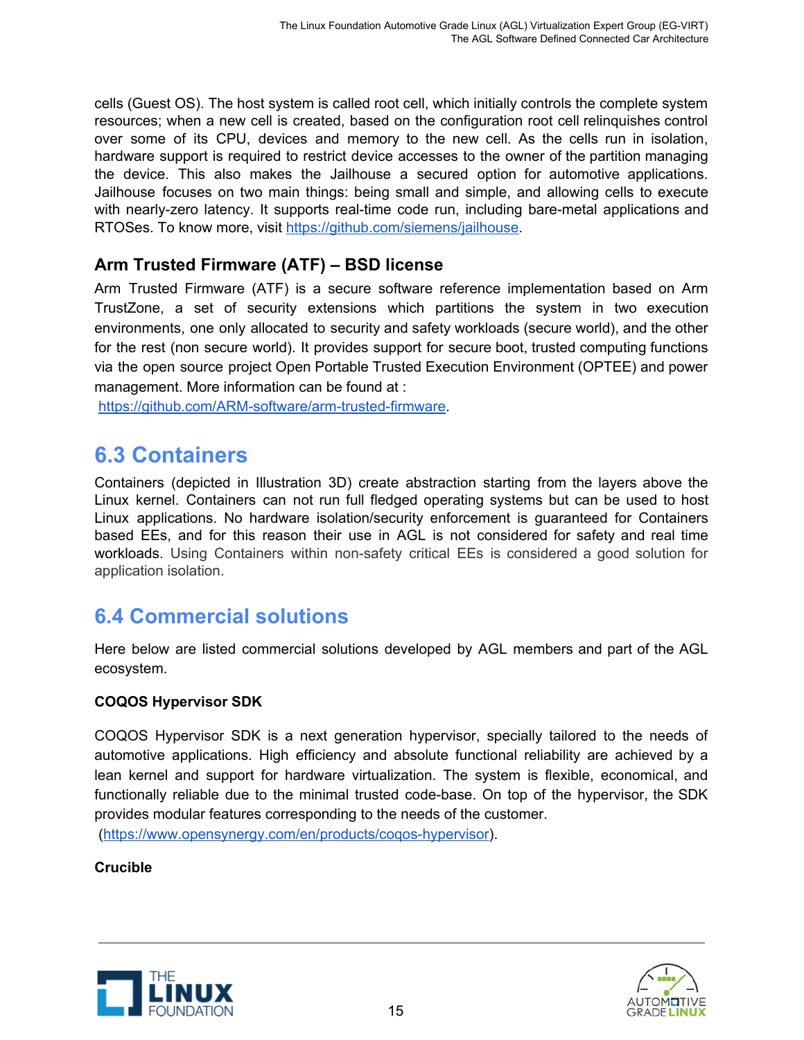cells (Guest OS). The host system is called root cell, which initially controls the complete system resources; when a new cell is created, based on the configuration root cell relinquishes control over some of its CPU, devices and memory to the new cell. As the cells run in isolation, hardware support is required to restrict device accesses to the owner of the partition managing the device. This also makes the Jailhouse a secured option for automotive applications. Jailhouse focuses on two main things: being small and simple, and allowing cells to execute with nearly-zero latency. It supports real-time code run, including bare-metal applications and RTOSes. To know more, visit https://github.com/siemens/jailhouse.

### Arm Trusted Firmware (ATF) – BSD license

Arm Trusted Firmware (ATF) is a secure software reference implementation based on Arm TrustZone, a set of security extensions which partitions the system in two execution environments, one only allocated to security and safety workloads (secure world), and the other for the rest (non secure world). It provides support for secure boot, trusted computing functions via the open source project Open Portable Trusted Execution Environment (OPTEE) and power management. More information can be found at :
https://github.com/ARM-software/arm-trusted-firmware.

## 6.3 Containers

Containers (depicted in Illustration 3D) create abstraction starting from the layers above the Linux kernel. Containers can not run full fledged operating systems but can be used to host Linux applications. No hardware isolation/security enforcement is guaranteed for Containers based EEs, and for this reason their use in AGL is not considered for safety and real time workloads. Using Containers within non-safety critical EEs is considered a good solution for application isolation.

## 6.4 Commercial solutions

Here below are listed commercial solutions developed by AGL members and part of the AGL ecosystem.

**COQOS Hypervisor SDK**

COQOS Hypervisor SDK is a next generation hypervisor, specially tailored to the needs of automotive applications. High efficiency and absolute functional reliability are achieved by a lean kernel and support for hardware virtualization. The system is flexible, economical, and functionally reliable due to the minimal trusted code-base. On top of the hypervisor, the SDK provides modular features corresponding to the needs of the customer.
(https://www.opensynergy.com/en/products/coqos-hypervisor).

**Crucible**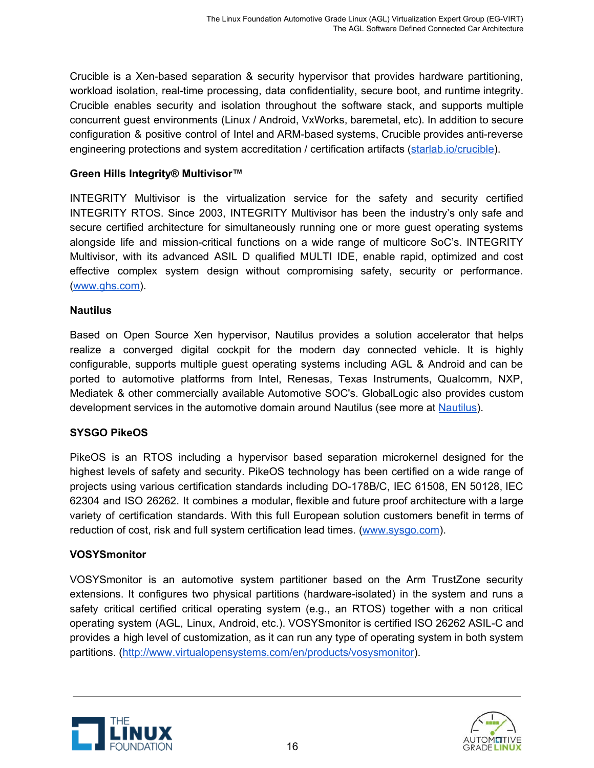Crucible is a Xen-based separation & security hypervisor that provides hardware partitioning, workload isolation, real-time processing, data confidentiality, secure boot, and runtime integrity. Crucible enables security and isolation throughout the software stack, and supports multiple concurrent guest environments (Linux / Android, VxWorks, baremetal, etc). In addition to secure configuration & positive control of Intel and ARM-based systems, Crucible provides anti-reverse engineering protections and system accreditation / certification artifacts ([starlab.io/crucible](starlab.io/crucible)).

**Green Hills Integrity® Multivisor™**

INTEGRITY Multivisor is the virtualization service for the safety and security certified INTEGRITY RTOS. Since 2003, INTEGRITY Multivisor has been the industry's only safe and secure certified architecture for simultaneously running one or more guest operating systems alongside life and mission-critical functions on a wide range of multicore SoC's. INTEGRITY Multivisor, with its advanced ASIL D qualified MULTI IDE, enable rapid, optimized and cost effective complex system design without compromising safety, security or performance. ([www.ghs.com](www.ghs.com)).

**Nautilus**

Based on Open Source Xen hypervisor, Nautilus provides a solution accelerator that helps realize a converged digital cockpit for the modern day connected vehicle. It is highly configurable, supports multiple guest operating systems including AGL & Android and can be ported to automotive platforms from Intel, Renesas, Texas Instruments, Qualcomm, NXP, Mediatek & other commercially available Automotive SOC's. GlobalLogic also provides custom development services in the automotive domain around Nautilus (see more at Nautilus).

**SYSGO PikeOS**

PikeOS is an RTOS including a hypervisor based separation microkernel designed for the highest levels of safety and security. PikeOS technology has been certified on a wide range of projects using various certification standards including DO-178B/C, IEC 61508, EN 50128, IEC 62304 and ISO 26262. It combines a modular, flexible and future proof architecture with a large variety of certification standards. With this full European solution customers benefit in terms of reduction of cost, risk and full system certification lead times. ([www.sysgo.com](www.sysgo.com)).

**VOSYSmonitor**

VOSYSmonitor is an automotive system partitioner based on the Arm TrustZone security extensions. It configures two physical partitions (hardware-isolated) in the system and runs a safety critical certified critical operating system (e.g., an RTOS) together with a non critical operating system (AGL, Linux, Android, etc.). VOSYSmonitor is certified ISO 26262 ASIL-C and provides a high level of customization, as it can run any type of operating system in both system partitions. (<http://www.virtualopensystems.com/en/products/vosysmonitor>).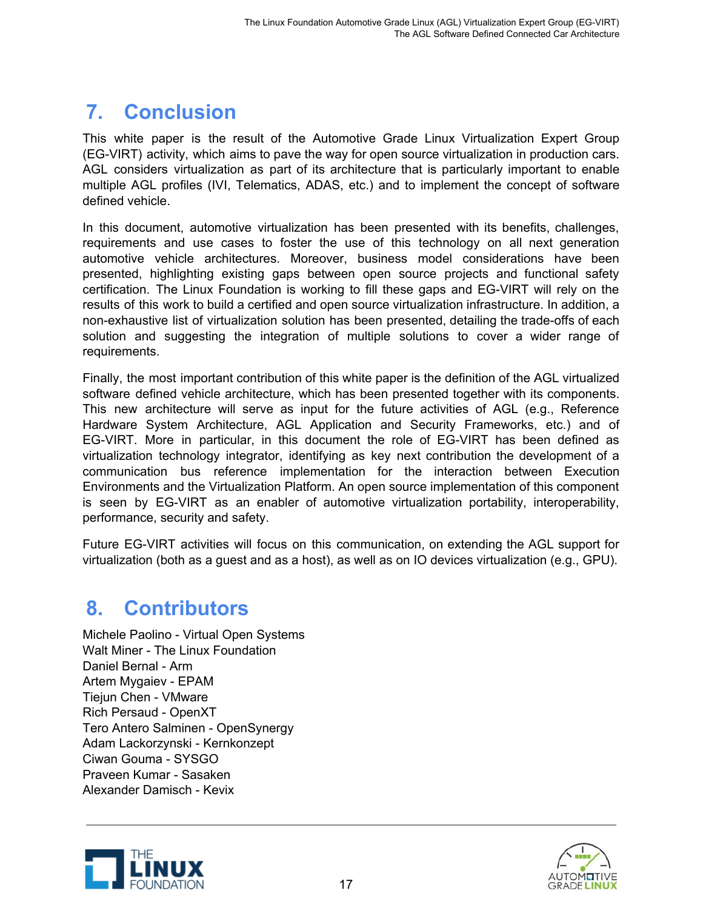# 7. Conclusion

This white paper is the result of the Automotive Grade Linux Virtualization Expert Group (EG-VIRT) activity, which aims to pave the way for open source virtualization in production cars. AGL considers virtualization as part of its architecture that is particularly important to enable multiple AGL profiles (IVI, Telematics, ADAS, etc.) and to implement the concept of software defined vehicle.

In this document, automotive virtualization has been presented with its benefits, challenges, requirements and use cases to foster the use of this technology on all next generation automotive vehicle architectures. Moreover, business model considerations have been presented, highlighting existing gaps between open source projects and functional safety certification. The Linux Foundation is working to fill these gaps and EG-VIRT will rely on the results of this work to build a certified and open source virtualization infrastructure. In addition, a non-exhaustive list of virtualization solution has been presented, detailing the trade-offs of each solution and suggesting the integration of multiple solutions to cover a wider range of requirements.

Finally, the most important contribution of this white paper is the definition of the AGL virtualized software defined vehicle architecture, which has been presented together with its components. This new architecture will serve as input for the future activities of AGL (e.g., Reference Hardware System Architecture, AGL Application and Security Frameworks, etc.) and of EG-VIRT. More in particular, in this document the role of EG-VIRT has been defined as virtualization technology integrator, identifying as key next contribution the development of a communication bus reference implementation for the interaction between Execution Environments and the Virtualization Platform. An open source implementation of this component is seen by EG-VIRT as an enabler of automotive virtualization portability, interoperability, performance, security and safety.

Future EG-VIRT activities will focus on this communication, on extending the AGL support for virtualization (both as a guest and as a host), as well as on IO devices virtualization (e.g., GPU).

# 8. Contributors

Michele Paolino - Virtual Open Systems
Walt Miner - The Linux Foundation
Daniel Bernal - Arm
Artem Mygaiev - EPAM
Tiejun Chen - VMware
Rich Persaud - OpenXT
Tero Antero Salminen - OpenSynergy
Adam Lackorzynski - Kernkonzept
Ciwan Gouma - SYSGO
Praveen Kumar - Sasaken
Alexander Damisch - Kevix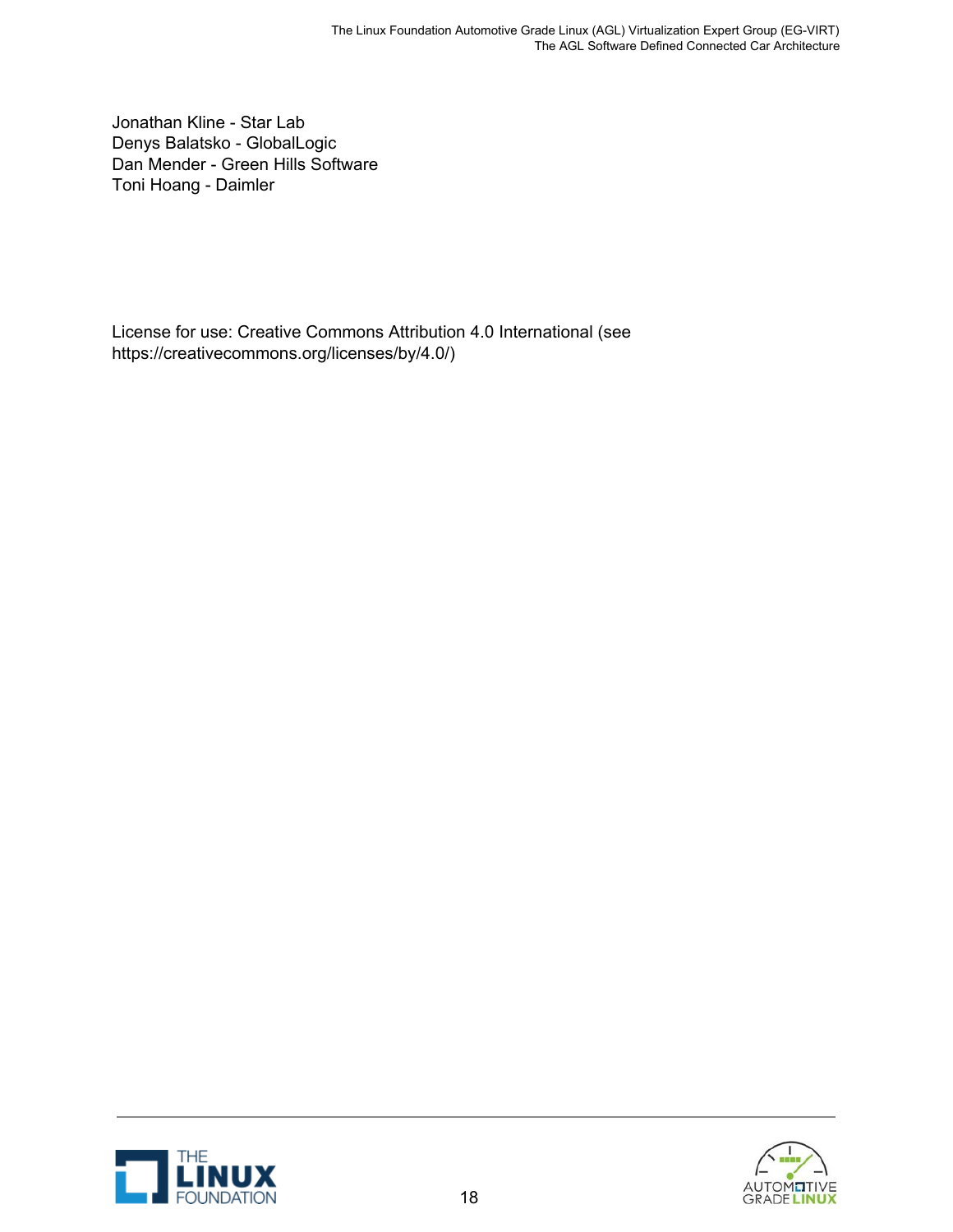Jonathan Kline - Star Lab
Denys Balatsko - GlobalLogic
Dan Mender - Green Hills Software
Toni Hoang - Daimler

License for use: Creative Commons Attribution 4.0 International (see https://creativecommons.org/licenses/by/4.0/)